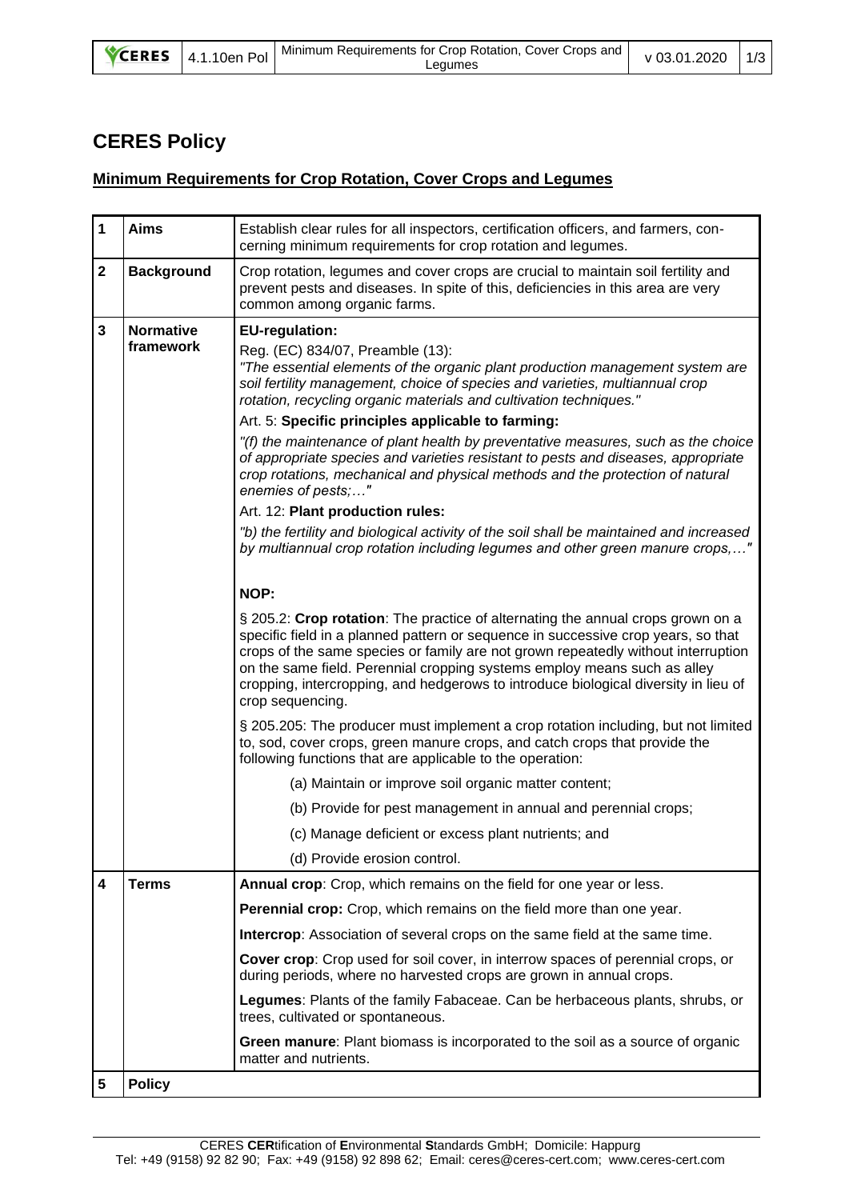# CERES Policy

## Minimum Requirements for Crop Rotation, Cover Crops and Legumes

| | | |
|---|---|---|
| **1** | **Aims** | Establish clear rules for all inspectors, certification officers, and farmers, concerning minimum requirements for crop rotation and legumes. |
| **2** | **Background** | Crop rotation, legumes and cover crops are crucial to maintain soil fertility and prevent pests and diseases. In spite of this, deficiencies in this area are very common among organic farms. |
| **3** | **Normative framework** | **EU-regulation:**<br>Reg. (EC) 834/07, Preamble (13):<br>*"The essential elements of the organic plant production management system are soil fertility management, choice of species and varieties, multiannual crop rotation, recycling organic materials and cultivation techniques."*<br>Art. 5: **Specific principles applicable to farming:**<br>*"(f) the maintenance of plant health by preventative measures, such as the choice of appropriate species and varieties resistant to pests and diseases, appropriate crop rotations, mechanical and physical methods and the protection of natural enemies of pests;…"*<br>Art. 12: **Plant production rules:**<br>*"b) the fertility and biological activity of the soil shall be maintained and increased by multiannual crop rotation including legumes and other green manure crops,…"*<br><br>**NOP:**<br>§ 205.2: **Crop rotation**: The practice of alternating the annual crops grown on a specific field in a planned pattern or sequence in successive crop years, so that crops of the same species or family are not grown repeatedly without interruption on the same field. Perennial cropping systems employ means such as alley cropping, intercropping, and hedgerows to introduce biological diversity in lieu of crop sequencing.<br>§ 205.205: The producer must implement a crop rotation including, but not limited to, sod, cover crops, green manure crops, and catch crops that provide the following functions that are applicable to the operation:<br>(a) Maintain or improve soil organic matter content;<br>(b) Provide for pest management in annual and perennial crops;<br>(c) Manage deficient or excess plant nutrients; and<br>(d) Provide erosion control. |
| **4** | **Terms** | **Annual crop**: Crop, which remains on the field for one year or less.<br>**Perennial crop:** Crop, which remains on the field more than one year.<br>**Intercrop**: Association of several crops on the same field at the same time.<br>**Cover crop**: Crop used for soil cover, in interrow spaces of perennial crops, or during periods, where no harvested crops are grown in annual crops.<br>**Legumes**: Plants of the family Fabaceae. Can be herbaceous plants, shrubs, or trees, cultivated or spontaneous.<br>**Green manure**: Plant biomass is incorporated to the soil as a source of organic matter and nutrients. |
| **5** | **Policy** | |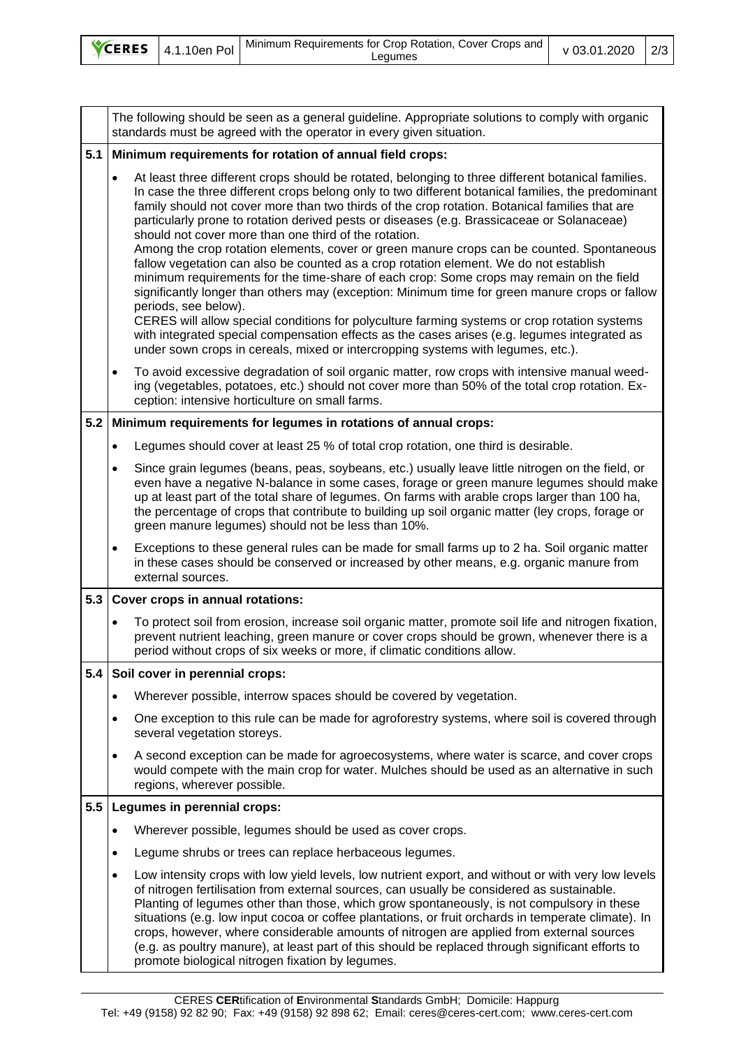The following should be seen as a general guideline. Appropriate solutions to comply with organic standards must be agreed with the operator in every given situation.

## 5.1 Minimum requirements for rotation of annual field crops:

- At least three different crops should be rotated, belonging to three different botanical families. In case the three different crops belong only to two different botanical families, the predominant family should not cover more than two thirds of the crop rotation. Botanical families that are particularly prone to rotation derived pests or diseases (e.g. Brassicaceae or Solanaceae) should not cover more than one third of the rotation.
  Among the crop rotation elements, cover or green manure crops can be counted. Spontaneous fallow vegetation can also be counted as a crop rotation element. We do not establish minimum requirements for the time-share of each crop: Some crops may remain on the field significantly longer than others may (exception: Minimum time for green manure crops or fallow periods, see below).
  CERES will allow special conditions for polyculture farming systems or crop rotation systems with integrated special compensation effects as the cases arises (e.g. legumes integrated as under sown crops in cereals, mixed or intercropping systems with legumes, etc.).
- To avoid excessive degradation of soil organic matter, row crops with intensive manual weeding (vegetables, potatoes, etc.) should not cover more than 50% of the total crop rotation. Exception: intensive horticulture on small farms.

## 5.2 Minimum requirements for legumes in rotations of annual crops:

- Legumes should cover at least 25 % of total crop rotation, one third is desirable.
- Since grain legumes (beans, peas, soybeans, etc.) usually leave little nitrogen on the field, or even have a negative N-balance in some cases, forage or green manure legumes should make up at least part of the total share of legumes. On farms with arable crops larger than 100 ha, the percentage of crops that contribute to building up soil organic matter (ley crops, forage or green manure legumes) should not be less than 10%.
- Exceptions to these general rules can be made for small farms up to 2 ha. Soil organic matter in these cases should be conserved or increased by other means, e.g. organic manure from external sources.

## 5.3 Cover crops in annual rotations:

- To protect soil from erosion, increase soil organic matter, promote soil life and nitrogen fixation, prevent nutrient leaching, green manure or cover crops should be grown, whenever there is a period without crops of six weeks or more, if climatic conditions allow.

## 5.4 Soil cover in perennial crops:

- Wherever possible, interrow spaces should be covered by vegetation.
- One exception to this rule can be made for agroforestry systems, where soil is covered through several vegetation storeys.
- A second exception can be made for agroecosystems, where water is scarce, and cover crops would compete with the main crop for water. Mulches should be used as an alternative in such regions, wherever possible.

## 5.5 Legumes in perennial crops:

- Wherever possible, legumes should be used as cover crops.
- Legume shrubs or trees can replace herbaceous legumes.
- Low intensity crops with low yield levels, low nutrient export, and without or with very low levels of nitrogen fertilisation from external sources, can usually be considered as sustainable. Planting of legumes other than those, which grow spontaneously, is not compulsory in these situations (e.g. low input cocoa or coffee plantations, or fruit orchards in temperate climate). In crops, however, where considerable amounts of nitrogen are applied from external sources (e.g. as poultry manure), at least part of this should be replaced through significant efforts to promote biological nitrogen fixation by legumes.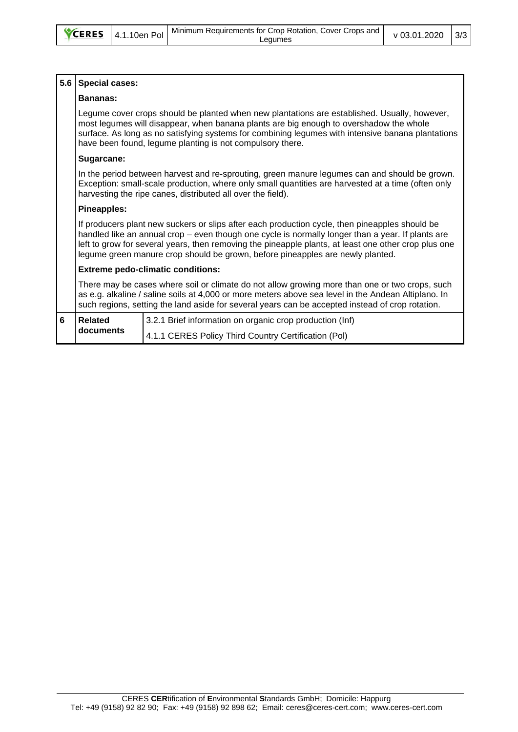## 5.6 Special cases:

**Bananas:**

Legume cover crops should be planted when new plantations are established. Usually, however, most legumes will disappear, when banana plants are big enough to overshadow the whole surface. As long as no satisfying systems for combining legumes with intensive banana plantations have been found, legume planting is not compulsory there.

**Sugarcane:**

In the period between harvest and re-sprouting, green manure legumes can and should be grown. Exception: small-scale production, where only small quantities are harvested at a time (often only harvesting the ripe canes, distributed all over the field).

**Pineapples:**

If producers plant new suckers or slips after each production cycle, then pineapples should be handled like an annual crop – even though one cycle is normally longer than a year. If plants are left to grow for several years, then removing the pineapple plants, at least one other crop plus one legume green manure crop should be grown, before pineapples are newly planted.

**Extreme pedo-climatic conditions:**

There may be cases where soil or climate do not allow growing more than one or two crops, such as e.g. alkaline / saline soils at 4,000 or more meters above sea level in the Andean Altiplano. In such regions, setting the land aside for several years can be accepted instead of crop rotation.

| | | |
|---|---|---|
| 6 | **Related documents** | 3.2.1 Brief information on organic crop production (Inf) |
| | | 4.1.1 CERES Policy Third Country Certification (Pol) |